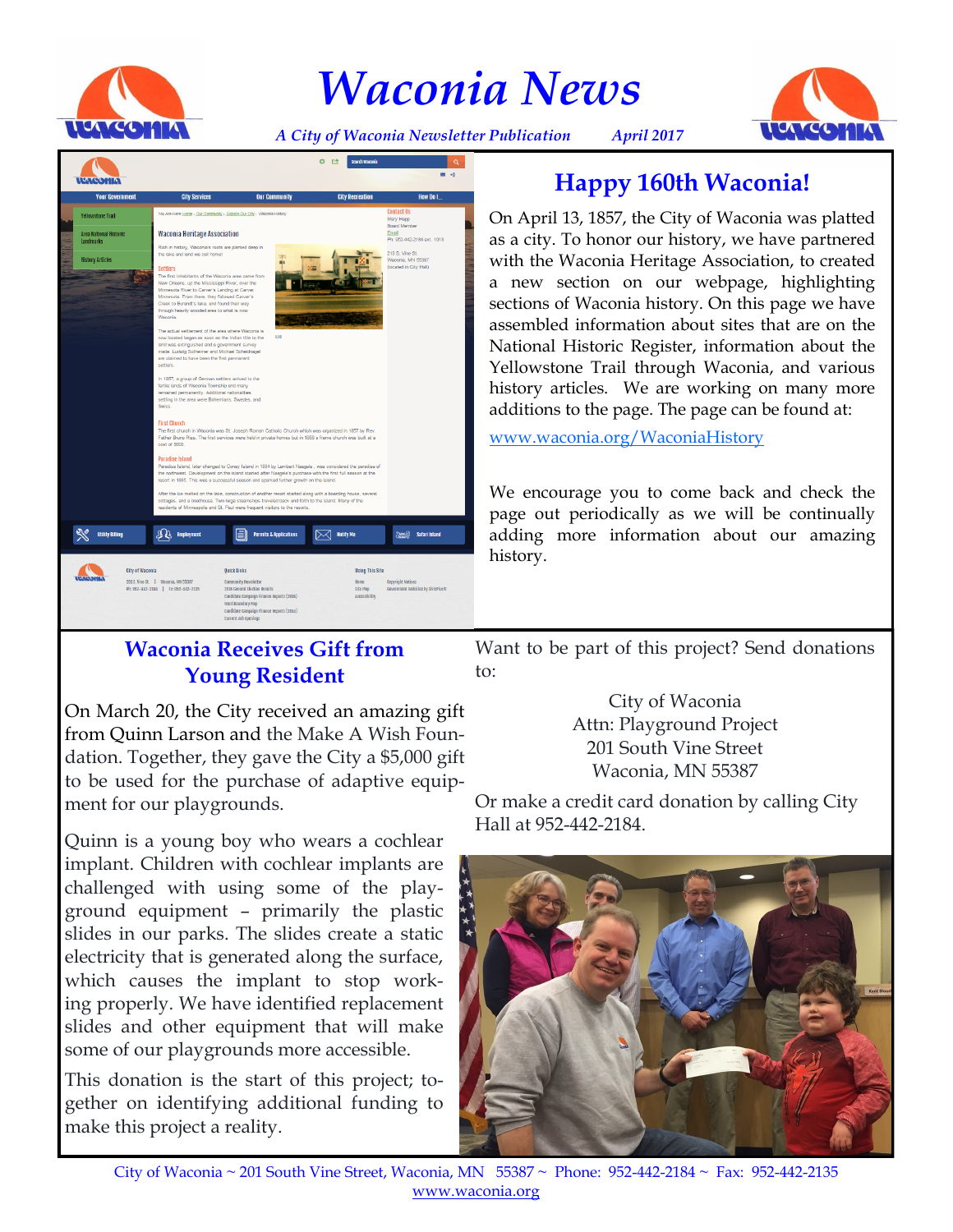# Waconia News

*A City of Waconia Newsletter Publication* *April 2017*

## Happy 160th Waconia!

On April 13, 1857, the City of Waconia was platted as a city. To honor our history, we have partnered with the Waconia Heritage Association, to created a new section on our webpage, highlighting sections of Waconia history. On this page we have assembled information about sites that are on the National Historic Register, information about the Yellowstone Trail through Waconia, and various history articles. We are working on many more additions to the page. The page can be found at:

www.waconia.org/WaconiaHistory

We encourage you to come back and check the page out periodically as we will be continually adding more information about our amazing history.

## Waconia Receives Gift from Young Resident

On March 20, the City received an amazing gift from Quinn Larson and the Make A Wish Foundation. Together, they gave the City a $5,000 gift to be used for the purchase of adaptive equipment for our playgrounds.

Quinn is a young boy who wears a cochlear implant. Children with cochlear implants are challenged with using some of the playground equipment – primarily the plastic slides in our parks. The slides create a static electricity that is generated along the surface, which causes the implant to stop working properly. We have identified replacement slides and other equipment that will make some of our playgrounds more accessible.

This donation is the start of this project; together on identifying additional funding to make this project a reality.

Want to be part of this project? Send donations to:

City of Waconia
Attn: Playground Project
201 South Vine Street
Waconia, MN 55387

Or make a credit card donation by calling City Hall at 952-442-2184.

City of Waconia ~ 201 South Vine Street, Waconia, MN 55387 ~ Phone: 952-442-2184 ~ Fax: 952-442-2135
www.waconia.org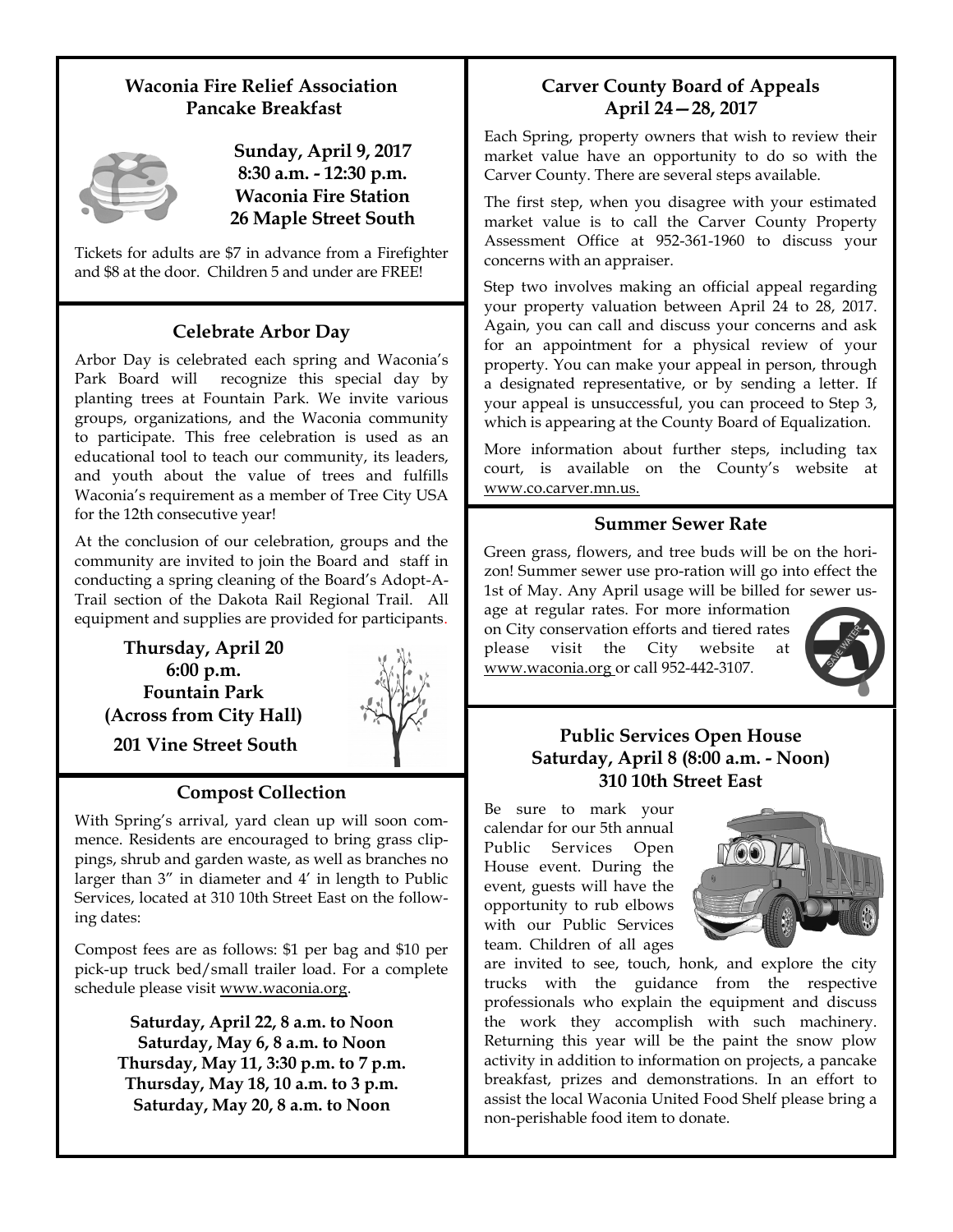## Waconia Fire Relief Association Pancake Breakfast

**Sunday, April 9, 2017**
**8:30 a.m. - 12:30 p.m.**
**Waconia Fire Station**
**26 Maple Street South**

Tickets for adults are $7 in advance from a Firefighter and $8 at the door. Children 5 and under are FREE!

## Celebrate Arbor Day

Arbor Day is celebrated each spring and Waconia's Park Board will recognize this special day by planting trees at Fountain Park. We invite various groups, organizations, and the Waconia community to participate. This free celebration is used as an educational tool to teach our community, its leaders, and youth about the value of trees and fulfills Waconia's requirement as a member of Tree City USA for the 12th consecutive year!

At the conclusion of our celebration, groups and the community are invited to join the Board and staff in conducting a spring cleaning of the Board's Adopt-A-Trail section of the Dakota Rail Regional Trail. All equipment and supplies are provided for participants.

**Thursday, April 20**
**6:00 p.m.**
**Fountain Park**
**(Across from City Hall)**
**201 Vine Street South**

## Compost Collection

With Spring's arrival, yard clean up will soon commence. Residents are encouraged to bring grass clippings, shrub and garden waste, as well as branches no larger than 3" in diameter and 4' in length to Public Services, located at 310 10th Street East on the following dates:

Compost fees are as follows: $1 per bag and $10 per pick-up truck bed/small trailer load. For a complete schedule please visit www.waconia.org.

**Saturday, April 22, 8 a.m. to Noon**
**Saturday, May 6, 8 a.m. to Noon**
**Thursday, May 11, 3:30 p.m. to 7 p.m.**
**Thursday, May 18, 10 a.m. to 3 p.m.**
**Saturday, May 20, 8 a.m. to Noon**

## Carver County Board of Appeals April 24—28, 2017

Each Spring, property owners that wish to review their market value have an opportunity to do so with the Carver County. There are several steps available.

The first step, when you disagree with your estimated market value is to call the Carver County Property Assessment Office at 952-361-1960 to discuss your concerns with an appraiser.

Step two involves making an official appeal regarding your property valuation between April 24 to 28, 2017. Again, you can call and discuss your concerns and ask for an appointment for a physical review of your property. You can make your appeal in person, through a designated representative, or by sending a letter. If your appeal is unsuccessful, you can proceed to Step 3, which is appearing at the County Board of Equalization.

More information about further steps, including tax court, is available on the County's website at www.co.carver.mn.us.

## Summer Sewer Rate

Green grass, flowers, and tree buds will be on the horizon! Summer sewer use pro-ration will go into effect the 1st of May. Any April usage will be billed for sewer usage at regular rates. For more information on City conservation efforts and tiered rates please visit the City website at www.waconia.org or call 952-442-3107.

## Public Services Open House Saturday, April 8 (8:00 a.m. - Noon) 310 10th Street East

Be sure to mark your calendar for our 5th annual Public Services Open House event. During the event, guests will have the opportunity to rub elbows with our Public Services team. Children of all ages are invited to see, touch, honk, and explore the city trucks with the guidance from the respective professionals who explain the equipment and discuss the work they accomplish with such machinery. Returning this year will be the paint the snow plow activity in addition to information on projects, a pancake breakfast, prizes and demonstrations. In an effort to assist the local Waconia United Food Shelf please bring a non-perishable food item to donate.